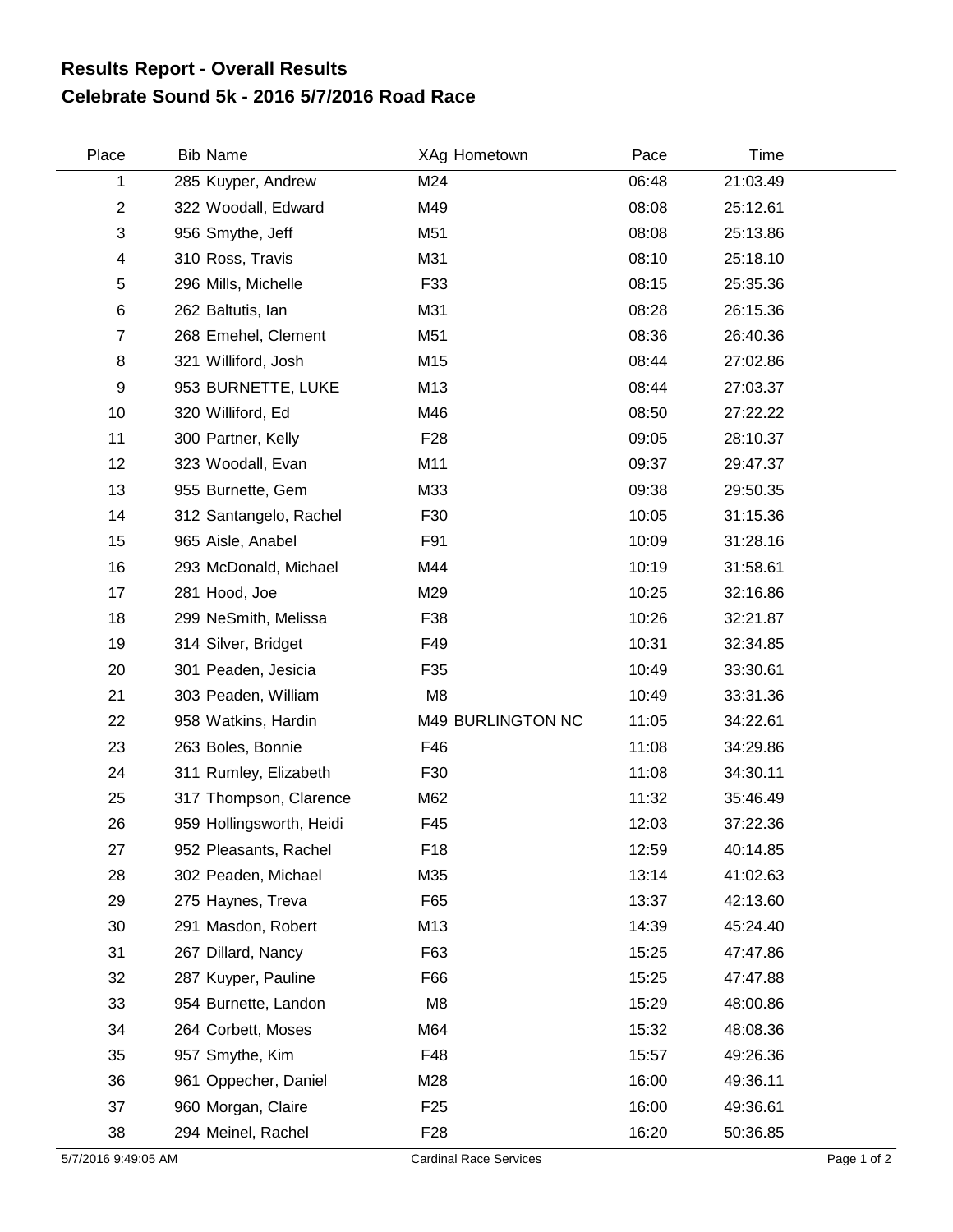# Results Report - Overall Results
## Celebrate Sound 5k - 2016 5/7/2016 Road Race

| Place | Bib | Name | XAg | Hometown | Pace | Time |
|---|---|---|---|---|---|---|
| 1 | 285 | Kuyper, Andrew | M24 | | 06:48 | 21:03.49 |
| 2 | 322 | Woodall, Edward | M49 | | 08:08 | 25:12.61 |
| 3 | 956 | Smythe, Jeff | M51 | | 08:08 | 25:13.86 |
| 4 | 310 | Ross, Travis | M31 | | 08:10 | 25:18.10 |
| 5 | 296 | Mills, Michelle | F33 | | 08:15 | 25:35.36 |
| 6 | 262 | Baltutis, Ian | M31 | | 08:28 | 26:15.36 |
| 7 | 268 | Emehel, Clement | M51 | | 08:36 | 26:40.36 |
| 8 | 321 | Williford, Josh | M15 | | 08:44 | 27:02.86 |
| 9 | 953 | BURNETTE, LUKE | M13 | | 08:44 | 27:03.37 |
| 10 | 320 | Williford, Ed | M46 | | 08:50 | 27:22.22 |
| 11 | 300 | Partner, Kelly | F28 | | 09:05 | 28:10.37 |
| 12 | 323 | Woodall, Evan | M11 | | 09:37 | 29:47.37 |
| 13 | 955 | Burnette, Gem | M33 | | 09:38 | 29:50.35 |
| 14 | 312 | Santangelo, Rachel | F30 | | 10:05 | 31:15.36 |
| 15 | 965 | Aisle, Anabel | F91 | | 10:09 | 31:28.16 |
| 16 | 293 | McDonald, Michael | M44 | | 10:19 | 31:58.61 |
| 17 | 281 | Hood, Joe | M29 | | 10:25 | 32:16.86 |
| 18 | 299 | NeSmith, Melissa | F38 | | 10:26 | 32:21.87 |
| 19 | 314 | Silver, Bridget | F49 | | 10:31 | 32:34.85 |
| 20 | 301 | Peaden, Jesicia | F35 | | 10:49 | 33:30.61 |
| 21 | 303 | Peaden, William | M8 | | 10:49 | 33:31.36 |
| 22 | 958 | Watkins, Hardin | M49 | BURLINGTON NC | 11:05 | 34:22.61 |
| 23 | 263 | Boles, Bonnie | F46 | | 11:08 | 34:29.86 |
| 24 | 311 | Rumley, Elizabeth | F30 | | 11:08 | 34:30.11 |
| 25 | 317 | Thompson, Clarence | M62 | | 11:32 | 35:46.49 |
| 26 | 959 | Hollingsworth, Heidi | F45 | | 12:03 | 37:22.36 |
| 27 | 952 | Pleasants, Rachel | F18 | | 12:59 | 40:14.85 |
| 28 | 302 | Peaden, Michael | M35 | | 13:14 | 41:02.63 |
| 29 | 275 | Haynes, Treva | F65 | | 13:37 | 42:13.60 |
| 30 | 291 | Masdon, Robert | M13 | | 14:39 | 45:24.40 |
| 31 | 267 | Dillard, Nancy | F63 | | 15:25 | 47:47.86 |
| 32 | 287 | Kuyper, Pauline | F66 | | 15:25 | 47:47.88 |
| 33 | 954 | Burnette, Landon | M8 | | 15:29 | 48:00.86 |
| 34 | 264 | Corbett, Moses | M64 | | 15:32 | 48:08.36 |
| 35 | 957 | Smythe, Kim | F48 | | 15:57 | 49:26.36 |
| 36 | 961 | Oppecher, Daniel | M28 | | 16:00 | 49:36.11 |
| 37 | 960 | Morgan, Claire | F25 | | 16:00 | 49:36.61 |
| 38 | 294 | Meinel, Rachel | F28 | | 16:20 | 50:36.85 |

5/7/2016 9:49:05 AM — Cardinal Race Services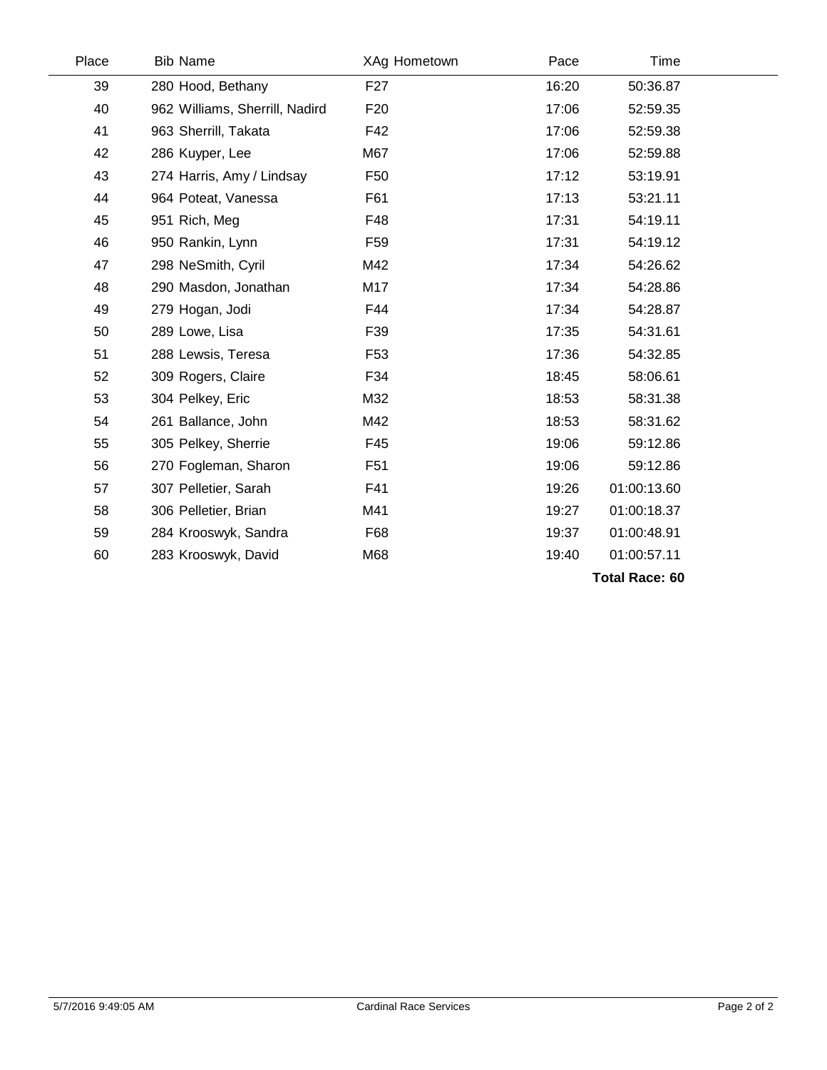| Place | Bib | Name | XAg | Hometown | Pace | Time |
|---|---|---|---|---|---|---|
| 39 | 280 | Hood, Bethany | F27 | | 16:20 | 50:36.87 |
| 40 | 962 | Williams, Sherrill, Nadird | F20 | | 17:06 | 52:59.35 |
| 41 | 963 | Sherrill, Takata | F42 | | 17:06 | 52:59.38 |
| 42 | 286 | Kuyper, Lee | M67 | | 17:06 | 52:59.88 |
| 43 | 274 | Harris, Amy / Lindsay | F50 | | 17:12 | 53:19.91 |
| 44 | 964 | Poteat, Vanessa | F61 | | 17:13 | 53:21.11 |
| 45 | 951 | Rich, Meg | F48 | | 17:31 | 54:19.11 |
| 46 | 950 | Rankin, Lynn | F59 | | 17:31 | 54:19.12 |
| 47 | 298 | NeSmith, Cyril | M42 | | 17:34 | 54:26.62 |
| 48 | 290 | Masdon, Jonathan | M17 | | 17:34 | 54:28.86 |
| 49 | 279 | Hogan, Jodi | F44 | | 17:34 | 54:28.87 |
| 50 | 289 | Lowe, Lisa | F39 | | 17:35 | 54:31.61 |
| 51 | 288 | Lewsis, Teresa | F53 | | 17:36 | 54:32.85 |
| 52 | 309 | Rogers, Claire | F34 | | 18:45 | 58:06.61 |
| 53 | 304 | Pelkey, Eric | M32 | | 18:53 | 58:31.38 |
| 54 | 261 | Ballance, John | M42 | | 18:53 | 58:31.62 |
| 55 | 305 | Pelkey, Sherrie | F45 | | 19:06 | 59:12.86 |
| 56 | 270 | Fogleman, Sharon | F51 | | 19:06 | 59:12.86 |
| 57 | 307 | Pelletier, Sarah | F41 | | 19:26 | 01:00:13.60 |
| 58 | 306 | Pelletier, Brian | M41 | | 19:27 | 01:00:18.37 |
| 59 | 284 | Krooswyk, Sandra | F68 | | 19:37 | 01:00:48.91 |
| 60 | 283 | Krooswyk, David | M68 | | 19:40 | 01:00:57.11 |

**Total Race: 60**

5/7/2016 9:49:05 AM Cardinal Race Services